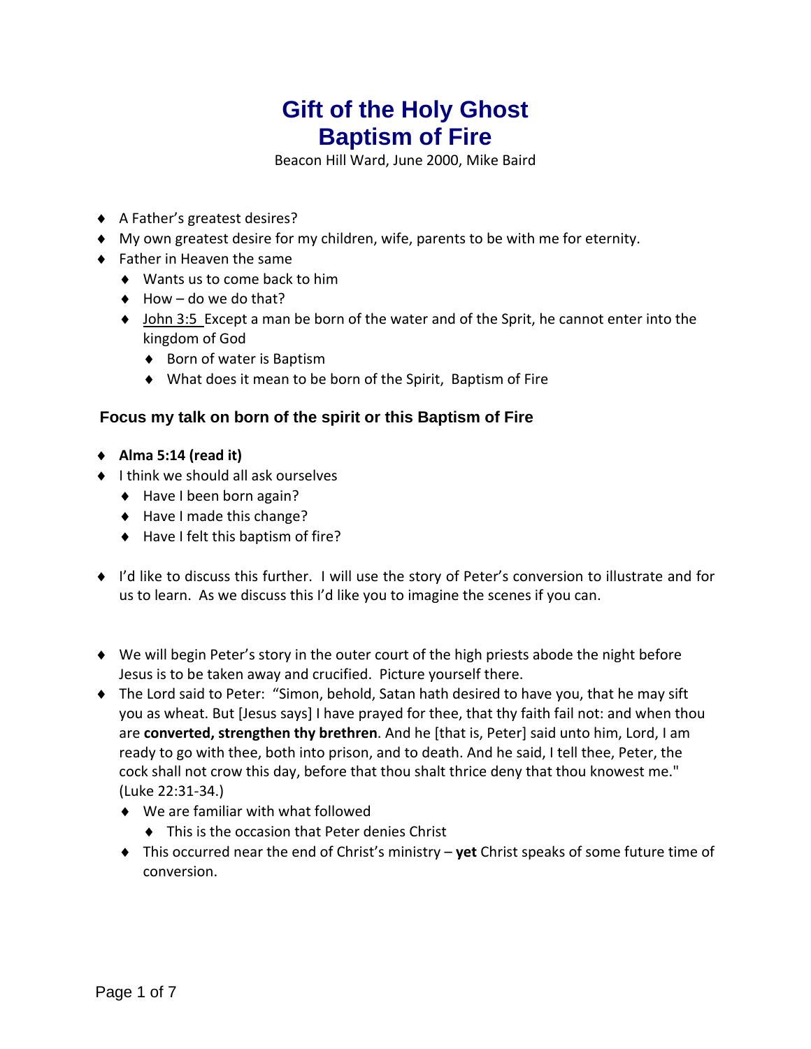# Gift of the Holy Ghost
# Baptism of Fire

Beacon Hill Ward, June 2000, Mike Baird

- A Father's greatest desires?
- My own greatest desire for my children, wife, parents to be with me for eternity.
- Father in Heaven the same
  - Wants us to come back to him
  - How – do we do that?
  - John 3:5 Except a man be born of the water and of the Sprit, he cannot enter into the kingdom of God
    - Born of water is Baptism
    - What does it mean to be born of the Spirit, Baptism of Fire

### Focus my talk on born of the spirit or this Baptism of Fire

- **Alma 5:14 (read it)**
- I think we should all ask ourselves
  - Have I been born again?
  - Have I made this change?
  - Have I felt this baptism of fire?

- I'd like to discuss this further. I will use the story of Peter's conversion to illustrate and for us to learn. As we discuss this I'd like you to imagine the scenes if you can.

- We will begin Peter's story in the outer court of the high priests abode the night before Jesus is to be taken away and crucified. Picture yourself there.
- The Lord said to Peter: "Simon, behold, Satan hath desired to have you, that he may sift you as wheat. But [Jesus says] I have prayed for thee, that thy faith fail not: and when thou are **converted, strengthen thy brethren**. And he [that is, Peter] said unto him, Lord, I am ready to go with thee, both into prison, and to death. And he said, I tell thee, Peter, the cock shall not crow this day, before that thou shalt thrice deny that thou knowest me." (Luke 22:31-34.)
  - We are familiar with what followed
    - This is the occasion that Peter denies Christ
  - This occurred near the end of Christ's ministry – **yet** Christ speaks of some future time of conversion.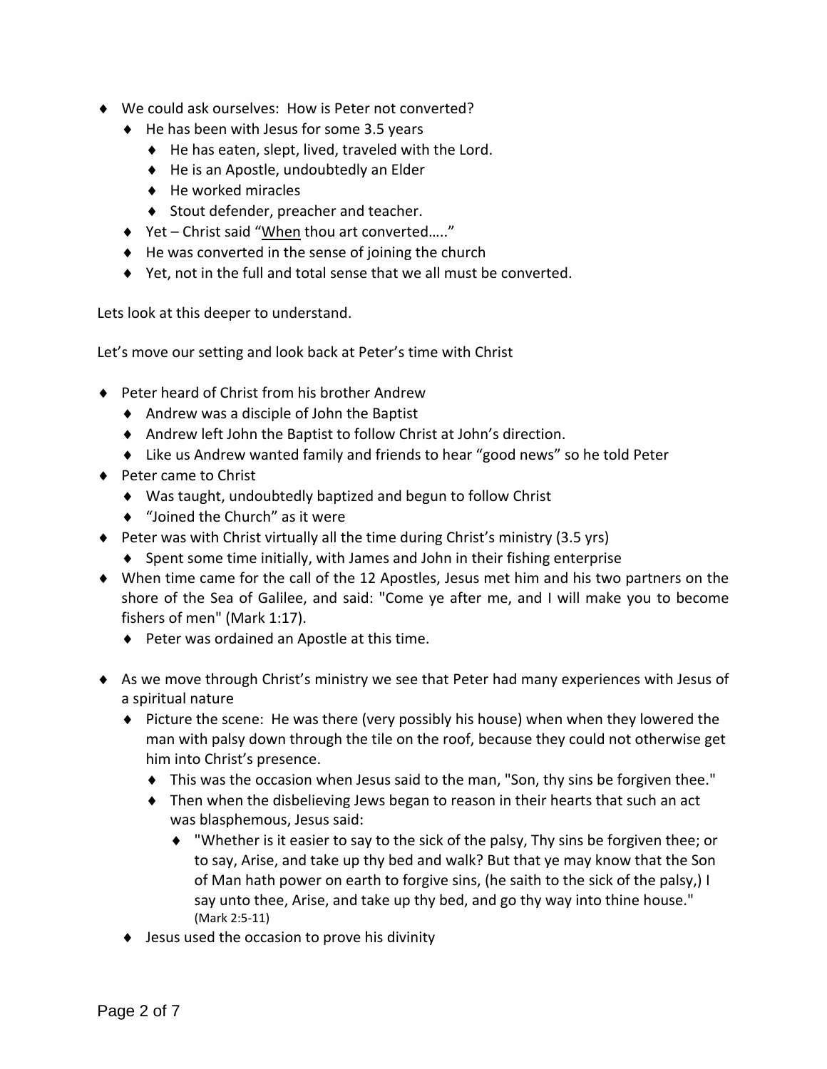- We could ask ourselves: How is Peter not converted?
  - He has been with Jesus for some 3.5 years
    - He has eaten, slept, lived, traveled with the Lord.
    - He is an Apostle, undoubtedly an Elder
    - He worked miracles
    - Stout defender, preacher and teacher.
  - Yet – Christ said "<u>When</u> thou art converted….."
  - He was converted in the sense of joining the church
  - Yet, not in the full and total sense that we all must be converted.

Lets look at this deeper to understand.

Let's move our setting and look back at Peter's time with Christ

- Peter heard of Christ from his brother Andrew
  - Andrew was a disciple of John the Baptist
  - Andrew left John the Baptist to follow Christ at John's direction.
  - Like us Andrew wanted family and friends to hear "good news" so he told Peter
- Peter came to Christ
  - Was taught, undoubtedly baptized and begun to follow Christ
  - "Joined the Church" as it were
- Peter was with Christ virtually all the time during Christ's ministry (3.5 yrs)
  - Spent some time initially, with James and John in their fishing enterprise
- When time came for the call of the 12 Apostles, Jesus met him and his two partners on the shore of the Sea of Galilee, and said: "Come ye after me, and I will make you to become fishers of men" (Mark 1:17).
  - Peter was ordained an Apostle at this time.

- As we move through Christ's ministry we see that Peter had many experiences with Jesus of a spiritual nature
  - Picture the scene: He was there (very possibly his house) when when they lowered the man with palsy down through the tile on the roof, because they could not otherwise get him into Christ's presence.
    - This was the occasion when Jesus said to the man, "Son, thy sins be forgiven thee."
    - Then when the disbelieving Jews began to reason in their hearts that such an act was blasphemous, Jesus said:
      - "Whether is it easier to say to the sick of the palsy, Thy sins be forgiven thee; or to say, Arise, and take up thy bed and walk? But that ye may know that the Son of Man hath power on earth to forgive sins, (he saith to the sick of the palsy,) I say unto thee, Arise, and take up thy bed, and go thy way into thine house." (Mark 2:5-11)
  - Jesus used the occasion to prove his divinity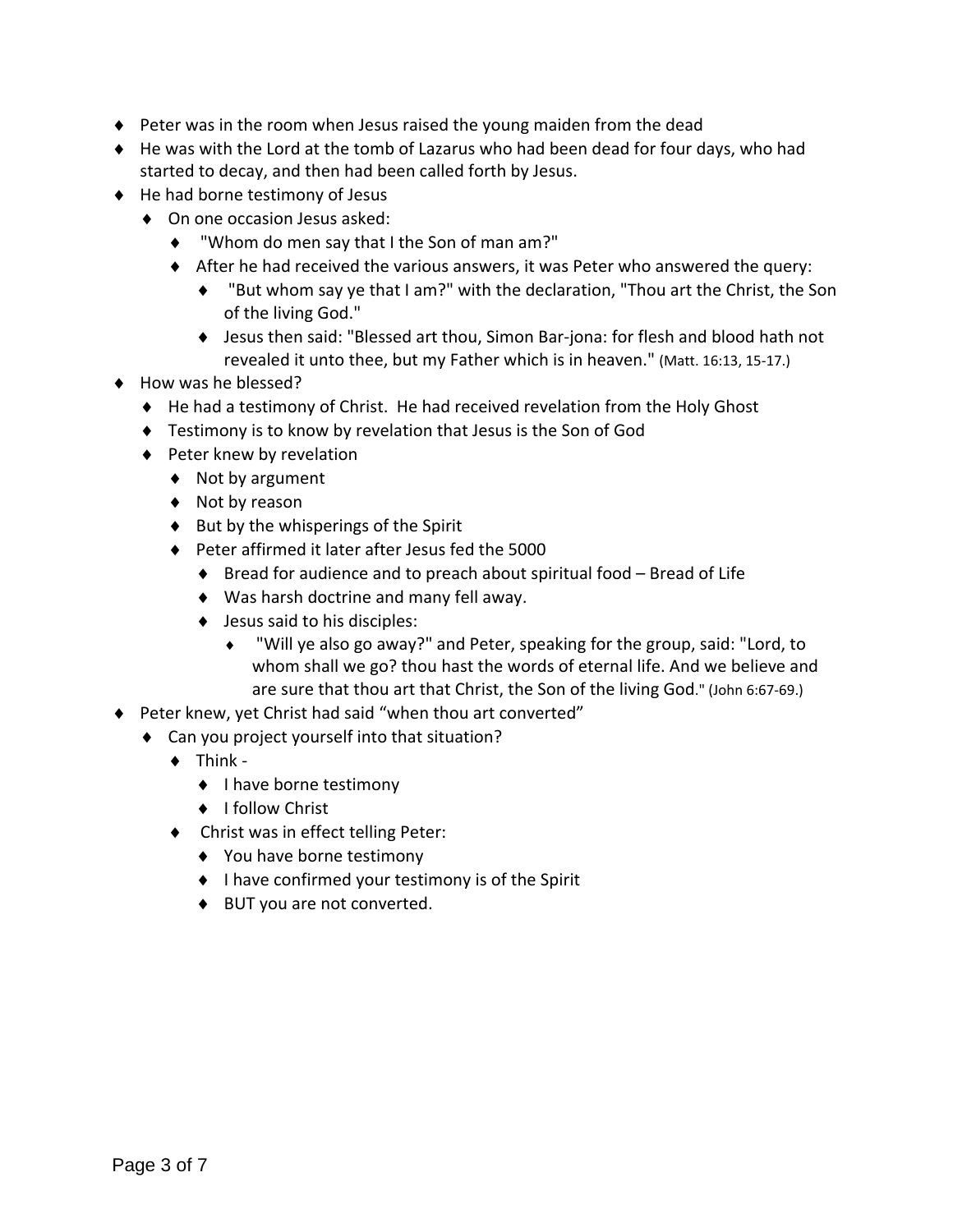- Peter was in the room when Jesus raised the young maiden from the dead
- He was with the Lord at the tomb of Lazarus who had been dead for four days, who had started to decay, and then had been called forth by Jesus.
- He had borne testimony of Jesus
  - On one occasion Jesus asked:
    - "Whom do men say that I the Son of man am?"
    - After he had received the various answers, it was Peter who answered the query:
      - "But whom say ye that I am?" with the declaration, "Thou art the Christ, the Son of the living God."
      - Jesus then said: "Blessed art thou, Simon Bar-jona: for flesh and blood hath not revealed it unto thee, but my Father which is in heaven." (Matt. 16:13, 15-17.)
- How was he blessed?
  - He had a testimony of Christ. He had received revelation from the Holy Ghost
  - Testimony is to know by revelation that Jesus is the Son of God
  - Peter knew by revelation
    - Not by argument
    - Not by reason
    - But by the whisperings of the Spirit
    - Peter affirmed it later after Jesus fed the 5000
      - Bread for audience and to preach about spiritual food – Bread of Life
      - Was harsh doctrine and many fell away.
      - Jesus said to his disciples:
        - "Will ye also go away?" and Peter, speaking for the group, said: "Lord, to whom shall we go? thou hast the words of eternal life. And we believe and are sure that thou art that Christ, the Son of the living God." (John 6:67-69.)
- Peter knew, yet Christ had said "when thou art converted"
  - Can you project yourself into that situation?
    - Think -
      - I have borne testimony
      - I follow Christ
    - Christ was in effect telling Peter:
      - You have borne testimony
      - I have confirmed your testimony is of the Spirit
      - BUT you are not converted.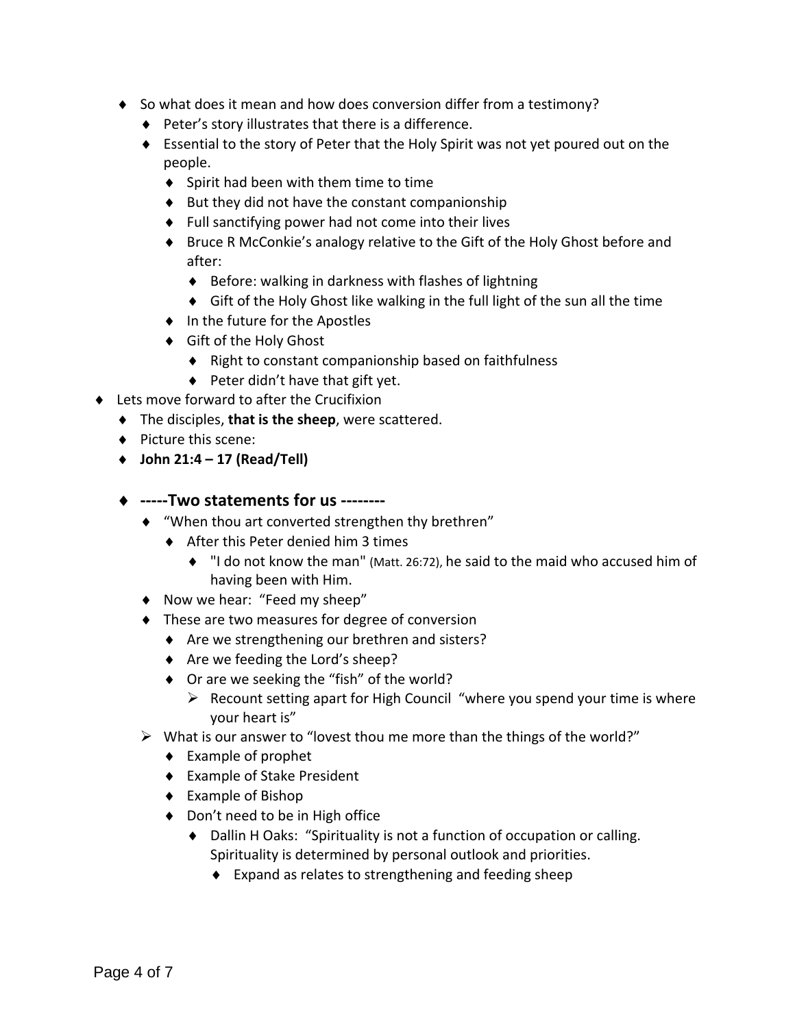- So what does it mean and how does conversion differ from a testimony?
  - Peter's story illustrates that there is a difference.
  - Essential to the story of Peter that the Holy Spirit was not yet poured out on the people.
    - Spirit had been with them time to time
    - But they did not have the constant companionship
    - Full sanctifying power had not come into their lives
    - Bruce R McConkie's analogy relative to the Gift of the Holy Ghost before and after:
      - Before: walking in darkness with flashes of lightning
      - Gift of the Holy Ghost like walking in the full light of the sun all the time
    - In the future for the Apostles
    - Gift of the Holy Ghost
      - Right to constant companionship based on faithfulness
      - Peter didn't have that gift yet.
- Lets move forward to after the Crucifixion
  - The disciples, **that is the sheep**, were scattered.
  - Picture this scene:
  - **John 21:4 – 17 (Read/Tell)**

  - **-----Two statements for us --------**
    - "When thou art converted strengthen thy brethren"
      - After this Peter denied him 3 times
        - "I do not know the man" (Matt. 26:72), he said to the maid who accused him of having been with Him.
    - Now we hear: "Feed my sheep"
    - These are two measures for degree of conversion
      - Are we strengthening our brethren and sisters?
      - Are we feeding the Lord's sheep?
      - Or are we seeking the "fish" of the world?
        - Recount setting apart for High Council "where you spend your time is where your heart is"
    - What is our answer to "lovest thou me more than the things of the world?"
      - Example of prophet
      - Example of Stake President
      - Example of Bishop
      - Don't need to be in High office
        - Dallin H Oaks: "Spirituality is not a function of occupation or calling. Spirituality is determined by personal outlook and priorities.
          - Expand as relates to strengthening and feeding sheep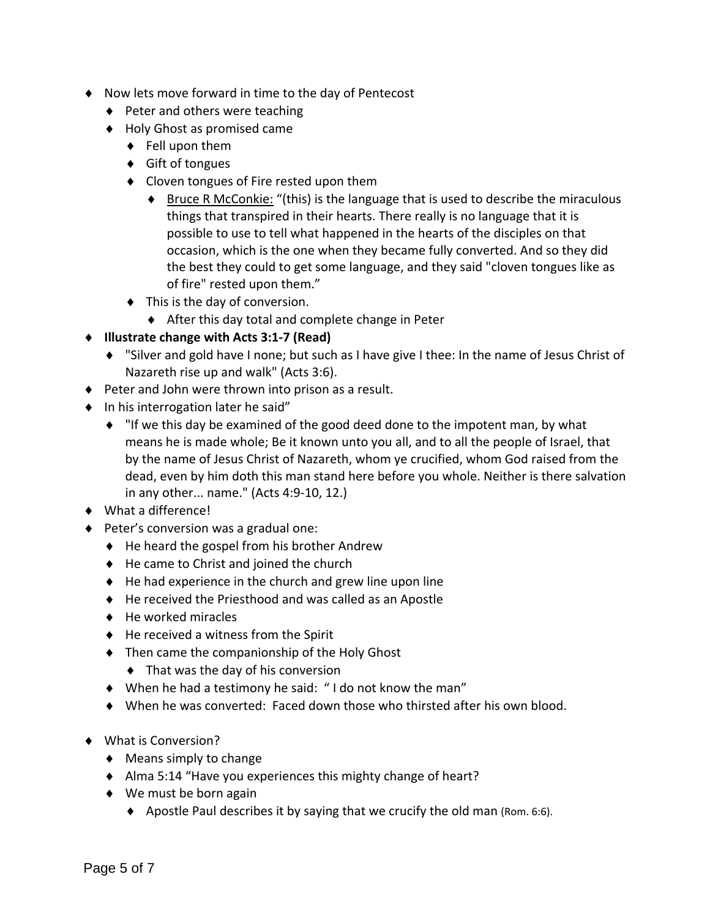- Now lets move forward in time to the day of Pentecost
  - Peter and others were teaching
  - Holy Ghost as promised came
    - Fell upon them
    - Gift of tongues
    - Cloven tongues of Fire rested upon them
      - <u>Bruce R McConkie:</u> "(this) is the language that is used to describe the miraculous things that transpired in their hearts. There really is no language that it is possible to use to tell what happened in the hearts of the disciples on that occasion, which is the one when they became fully converted. And so they did the best they could to get some language, and they said "cloven tongues like as of fire" rested upon them."
    - This is the day of conversion.
      - After this day total and complete change in Peter
- **Illustrate change with Acts 3:1-7 (Read)**
  - "Silver and gold have I none; but such as I have give I thee: In the name of Jesus Christ of Nazareth rise up and walk" (Acts 3:6).
- Peter and John were thrown into prison as a result.
- In his interrogation later he said"
  - "If we this day be examined of the good deed done to the impotent man, by what means he is made whole; Be it known unto you all, and to all the people of Israel, that by the name of Jesus Christ of Nazareth, whom ye crucified, whom God raised from the dead, even by him doth this man stand here before you whole. Neither is there salvation in any other... name." (Acts 4:9-10, 12.)
- What a difference!
- Peter's conversion was a gradual one:
  - He heard the gospel from his brother Andrew
  - He came to Christ and joined the church
  - He had experience in the church and grew line upon line
  - He received the Priesthood and was called as an Apostle
  - He worked miracles
  - He received a witness from the Spirit
  - Then came the companionship of the Holy Ghost
    - That was the day of his conversion
  - When he had a testimony he said: " I do not know the man"
  - When he was converted: Faced down those who thirsted after his own blood.

- What is Conversion?
  - Means simply to change
  - Alma 5:14 "Have you experiences this mighty change of heart?
  - We must be born again
    - Apostle Paul describes it by saying that we crucify the old man (Rom. 6:6).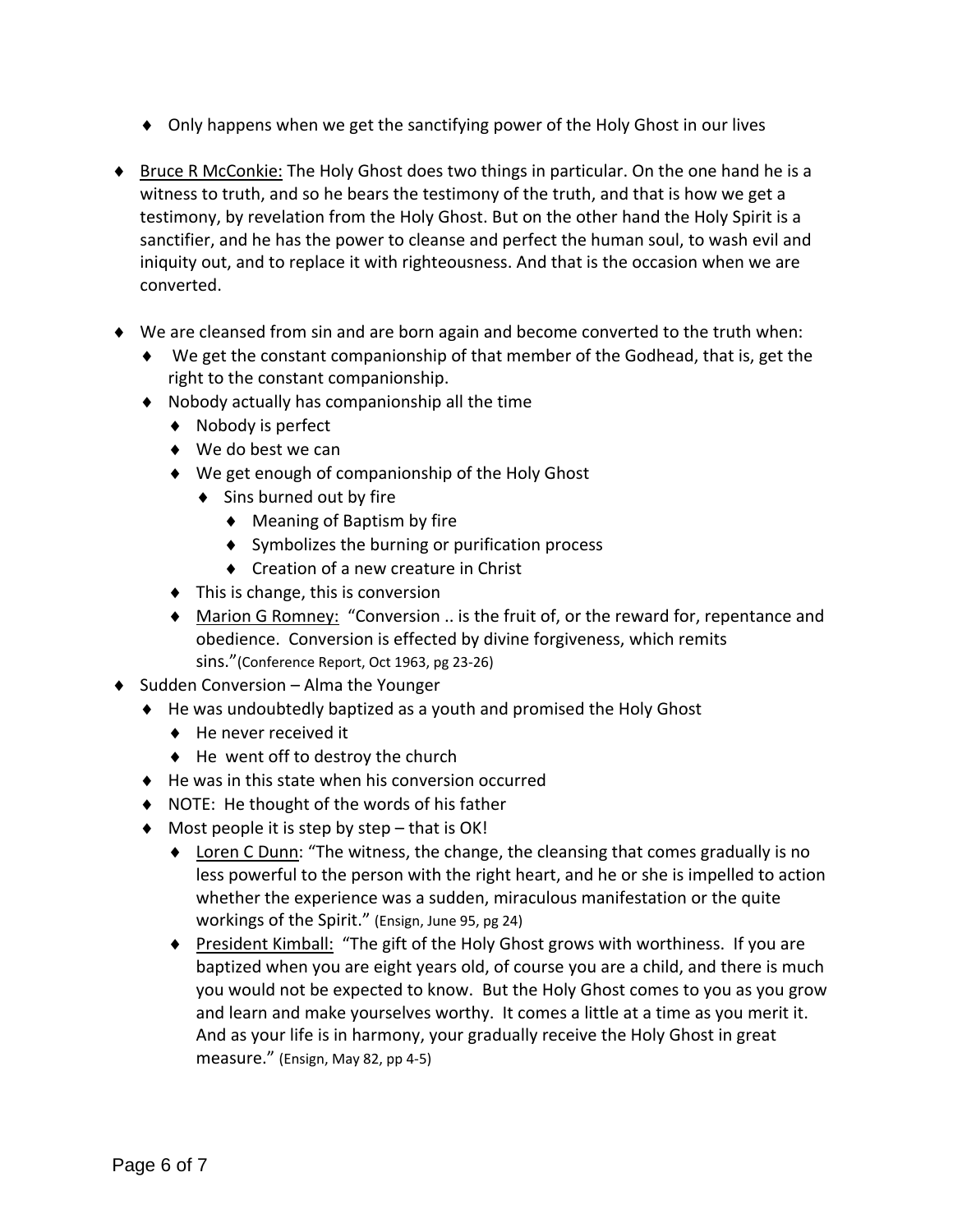- Only happens when we get the sanctifying power of the Holy Ghost in our lives

- Bruce R McConkie: The Holy Ghost does two things in particular. On the one hand he is a witness to truth, and so he bears the testimony of the truth, and that is how we get a testimony, by revelation from the Holy Ghost. But on the other hand the Holy Spirit is a sanctifier, and he has the power to cleanse and perfect the human soul, to wash evil and iniquity out, and to replace it with righteousness. And that is the occasion when we are converted.

- We are cleansed from sin and are born again and become converted to the truth when:
  - We get the constant companionship of that member of the Godhead, that is, get the right to the constant companionship.
  - Nobody actually has companionship all the time
    - Nobody is perfect
    - We do best we can
    - We get enough of companionship of the Holy Ghost
      - Sins burned out by fire
        - Meaning of Baptism by fire
        - Symbolizes the burning or purification process
        - Creation of a new creature in Christ
    - This is change, this is conversion
    - Marion G Romney: "Conversion .. is the fruit of, or the reward for, repentance and obedience. Conversion is effected by divine forgiveness, which remits sins."(Conference Report, Oct 1963, pg 23-26)
- Sudden Conversion – Alma the Younger
  - He was undoubtedly baptized as a youth and promised the Holy Ghost
    - He never received it
    - He went off to destroy the church
  - He was in this state when his conversion occurred
  - NOTE: He thought of the words of his father
  - Most people it is step by step – that is OK!
    - Loren C Dunn: "The witness, the change, the cleansing that comes gradually is no less powerful to the person with the right heart, and he or she is impelled to action whether the experience was a sudden, miraculous manifestation or the quite workings of the Spirit." (Ensign, June 95, pg 24)
    - President Kimball: "The gift of the Holy Ghost grows with worthiness. If you are baptized when you are eight years old, of course you are a child, and there is much you would not be expected to know. But the Holy Ghost comes to you as you grow and learn and make yourselves worthy. It comes a little at a time as you merit it. And as your life is in harmony, your gradually receive the Holy Ghost in great measure." (Ensign, May 82, pp 4-5)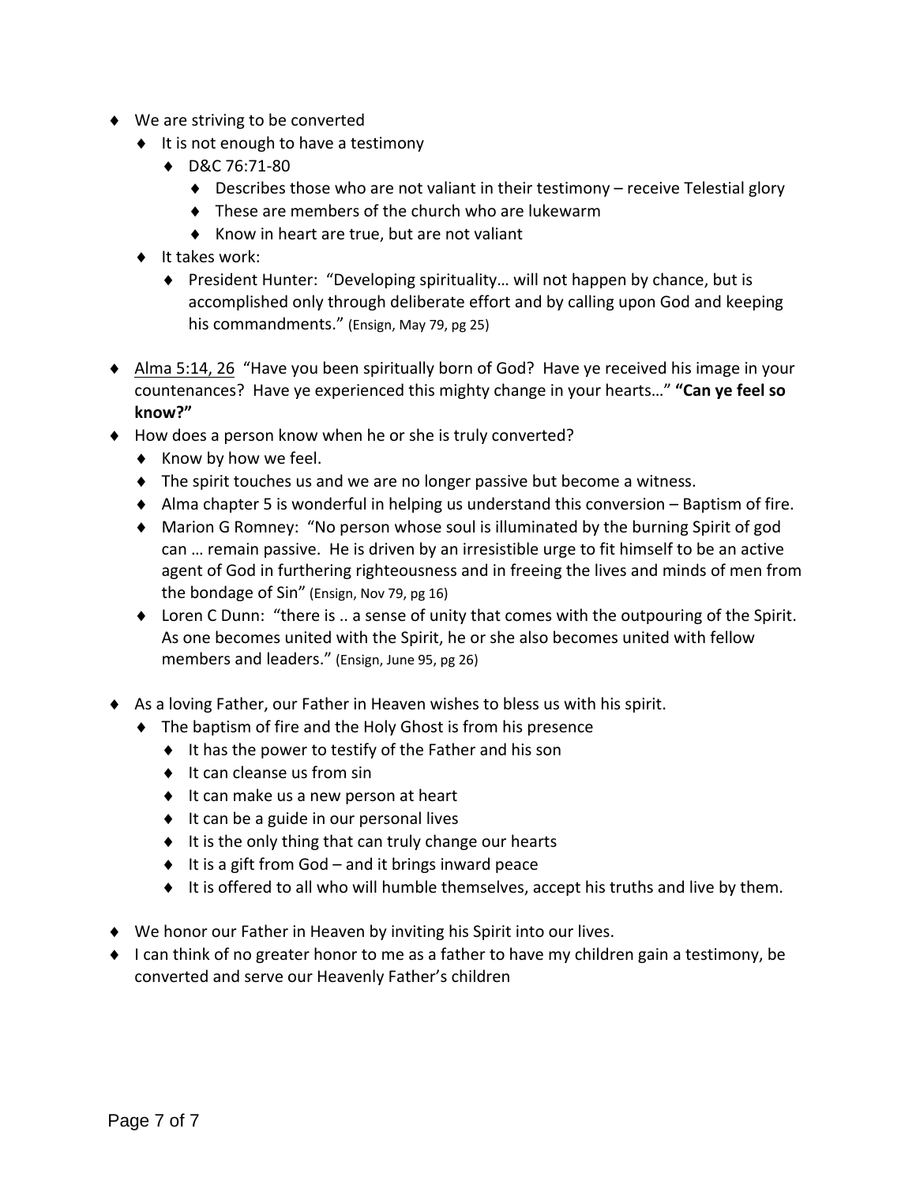- We are striving to be converted
  - It is not enough to have a testimony
    - D&C 76:71-80
      - Describes those who are not valiant in their testimony – receive Telestial glory
      - These are members of the church who are lukewarm
      - Know in heart are true, but are not valiant
  - It takes work:
    - President Hunter: "Developing spirituality… will not happen by chance, but is accomplished only through deliberate effort and by calling upon God and keeping his commandments." (Ensign, May 79, pg 25)

- Alma 5:14, 26 "Have you been spiritually born of God? Have ye received his image in your countenances? Have ye experienced this mighty change in your hearts…" **"Can ye feel so know?"**
- How does a person know when he or she is truly converted?
  - Know by how we feel.
  - The spirit touches us and we are no longer passive but become a witness.
  - Alma chapter 5 is wonderful in helping us understand this conversion – Baptism of fire.
  - Marion G Romney: "No person whose soul is illuminated by the burning Spirit of god can … remain passive. He is driven by an irresistible urge to fit himself to be an active agent of God in furthering righteousness and in freeing the lives and minds of men from the bondage of Sin" (Ensign, Nov 79, pg 16)
  - Loren C Dunn: "there is .. a sense of unity that comes with the outpouring of the Spirit. As one becomes united with the Spirit, he or she also becomes united with fellow members and leaders." (Ensign, June 95, pg 26)

- As a loving Father, our Father in Heaven wishes to bless us with his spirit.
  - The baptism of fire and the Holy Ghost is from his presence
    - It has the power to testify of the Father and his son
    - It can cleanse us from sin
    - It can make us a new person at heart
    - It can be a guide in our personal lives
    - It is the only thing that can truly change our hearts
    - It is a gift from God – and it brings inward peace
    - It is offered to all who will humble themselves, accept his truths and live by them.

- We honor our Father in Heaven by inviting his Spirit into our lives.
- I can think of no greater honor to me as a father to have my children gain a testimony, be converted and serve our Heavenly Father's children